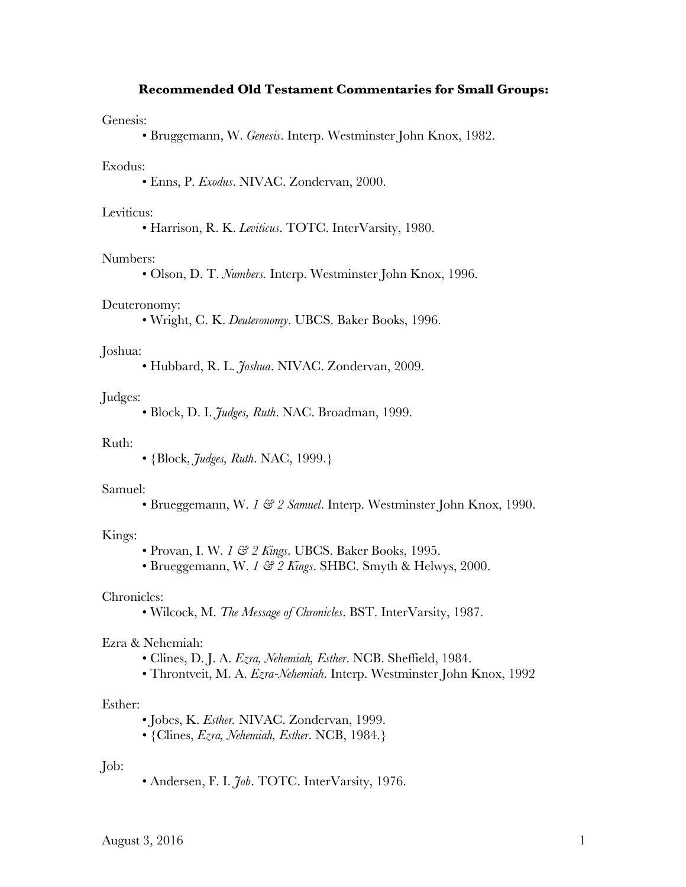**Recommended Old Testament Commentaries for Small Groups:**

Genesis:
- Bruggemann, W. *Genesis*. Interp. Westminster John Knox, 1982.

Exodus:
- Enns, P. *Exodus*. NIVAC. Zondervan, 2000.

Leviticus:
- Harrison, R. K. *Leviticus*. TOTC. InterVarsity, 1980.

Numbers:
- Olson, D. T. *Numbers.* Interp. Westminster John Knox, 1996.

Deuteronomy:
- Wright, C. K. *Deuteronomy*. UBCS. Baker Books, 1996.

Joshua:
- Hubbard, R. L. *Joshua*. NIVAC. Zondervan, 2009.

Judges:
- Block, D. I. *Judges, Ruth*. NAC. Broadman, 1999.

Ruth:
- {Block, *Judges, Ruth*. NAC, 1999.}

Samuel:
- Brueggemann, W. *1 & 2 Samuel*. Interp. Westminster John Knox, 1990.

Kings:
- Provan, I. W. *1 & 2 Kings*. UBCS. Baker Books, 1995.
- Brueggemann, W. *1 & 2 Kings*. SHBC. Smyth & Helwys, 2000.

Chronicles:
- Wilcock, M. *The Message of Chronicles*. BST. InterVarsity, 1987.

Ezra & Nehemiah:
- Clines, D. J. A. *Ezra, Nehemiah, Esther*. NCB. Sheffield, 1984.
- Throntveit, M. A. *Ezra-Nehemiah.* Interp. Westminster John Knox, 1992

Esther:
- Jobes, K. *Esther.* NIVAC. Zondervan, 1999.
- {Clines, *Ezra, Nehemiah, Esther*. NCB, 1984.}

Job:
- Andersen, F. I. *Job*. TOTC. InterVarsity, 1976.

August 3, 2016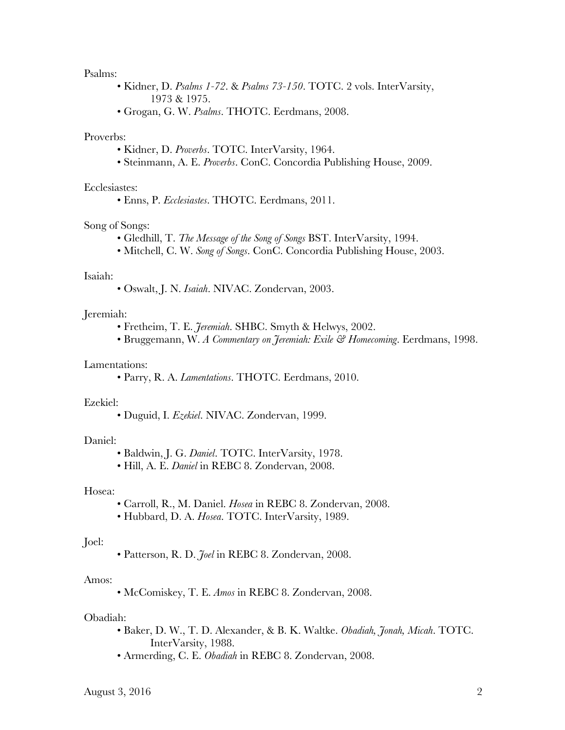Psalms:

- Kidner, D. *Psalms 1-72*. & *Psalms 73-150*. TOTC. 2 vols. InterVarsity, 1973 & 1975.
- Grogan, G. W. *Psalms*. THOTC. Eerdmans, 2008.

Proverbs:

- Kidner, D. *Proverbs*. TOTC. InterVarsity, 1964.
- Steinmann, A. E. *Proverbs*. ConC. Concordia Publishing House, 2009.

Ecclesiastes:

- Enns, P. *Ecclesiastes*. THOTC. Eerdmans, 2011.

Song of Songs:

- Gledhill, T. *The Message of the Song of Songs* BST. InterVarsity, 1994.
- Mitchell, C. W. *Song of Songs*. ConC. Concordia Publishing House, 2003.

Isaiah:

- Oswalt, J. N. *Isaiah*. NIVAC. Zondervan, 2003.

Jeremiah:

- Fretheim, T. E. *Jeremiah*. SHBC. Smyth & Helwys, 2002.
- Bruggemann, W. *A Commentary on Jeremiah: Exile & Homecoming*. Eerdmans, 1998.

Lamentations:

- Parry, R. A. *Lamentations*. THOTC. Eerdmans, 2010.

Ezekiel:

- Duguid, I. *Ezekiel*. NIVAC. Zondervan, 1999.

Daniel:

- Baldwin, J. G. *Daniel*. TOTC. InterVarsity, 1978.
- Hill, A. E. *Daniel* in REBC 8. Zondervan, 2008.

Hosea:

- Carroll, R., M. Daniel. *Hosea* in REBC 8. Zondervan, 2008.
- Hubbard, D. A. *Hosea*. TOTC. InterVarsity, 1989.

Joel:

- Patterson, R. D. *Joel* in REBC 8. Zondervan, 2008.

Amos:

- McComiskey, T. E. *Amos* in REBC 8. Zondervan, 2008.

Obadiah:

- Baker, D. W., T. D. Alexander, & B. K. Waltke. *Obadiah, Jonah, Micah*. TOTC. InterVarsity, 1988.
- Armerding, C. E. *Obadiah* in REBC 8. Zondervan, 2008.

August 3, 2016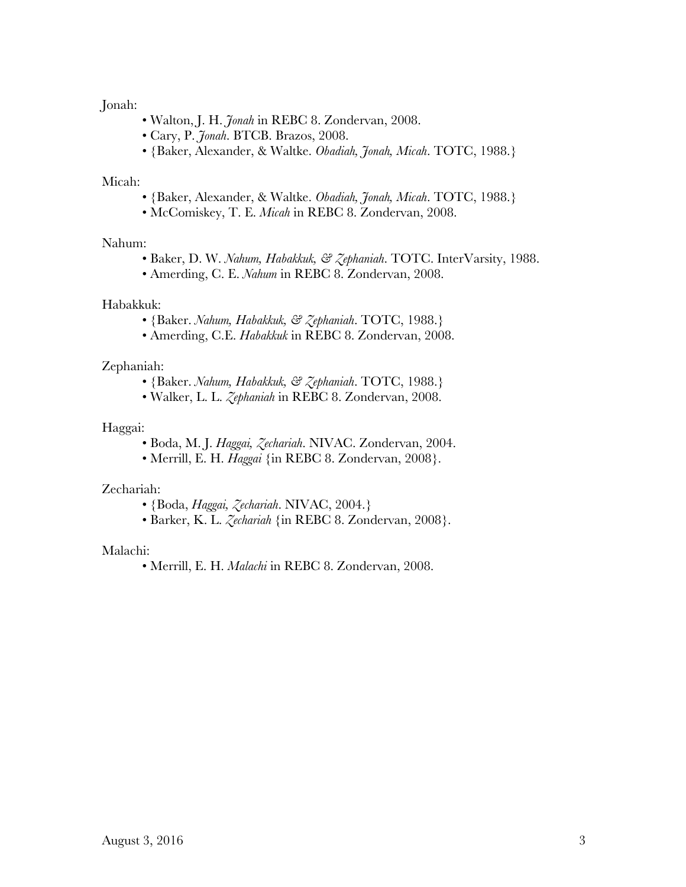Jonah:

- Walton, J. H. *Jonah* in REBC 8. Zondervan, 2008.
- Cary, P. *Jonah*. BTCB. Brazos, 2008.
- {Baker, Alexander, & Waltke. *Obadiah, Jonah, Micah*. TOTC, 1988.}

Micah:

- {Baker, Alexander, & Waltke. *Obadiah, Jonah, Micah*. TOTC, 1988.}
- McComiskey, T. E. *Micah* in REBC 8. Zondervan, 2008.

Nahum:

- Baker, D. W. *Nahum, Habakkuk, & Zephaniah*. TOTC. InterVarsity, 1988.
- Amerding, C. E. *Nahum* in REBC 8. Zondervan, 2008.

Habakkuk:

- {Baker. *Nahum, Habakkuk, & Zephaniah*. TOTC, 1988.}
- Amerding, C.E. *Habakkuk* in REBC 8. Zondervan, 2008.

Zephaniah:

- {Baker. *Nahum, Habakkuk, & Zephaniah*. TOTC, 1988.}
- Walker, L. L. *Zephaniah* in REBC 8. Zondervan, 2008.

Haggai:

- Boda, M. J. *Haggai, Zechariah*. NIVAC. Zondervan, 2004.
- Merrill, E. H. *Haggai* {in REBC 8. Zondervan, 2008}.

Zechariah:

- {Boda, *Haggai, Zechariah*. NIVAC, 2004.}
- Barker, K. L. *Zechariah* {in REBC 8. Zondervan, 2008}.

Malachi:

- Merrill, E. H. *Malachi* in REBC 8. Zondervan, 2008.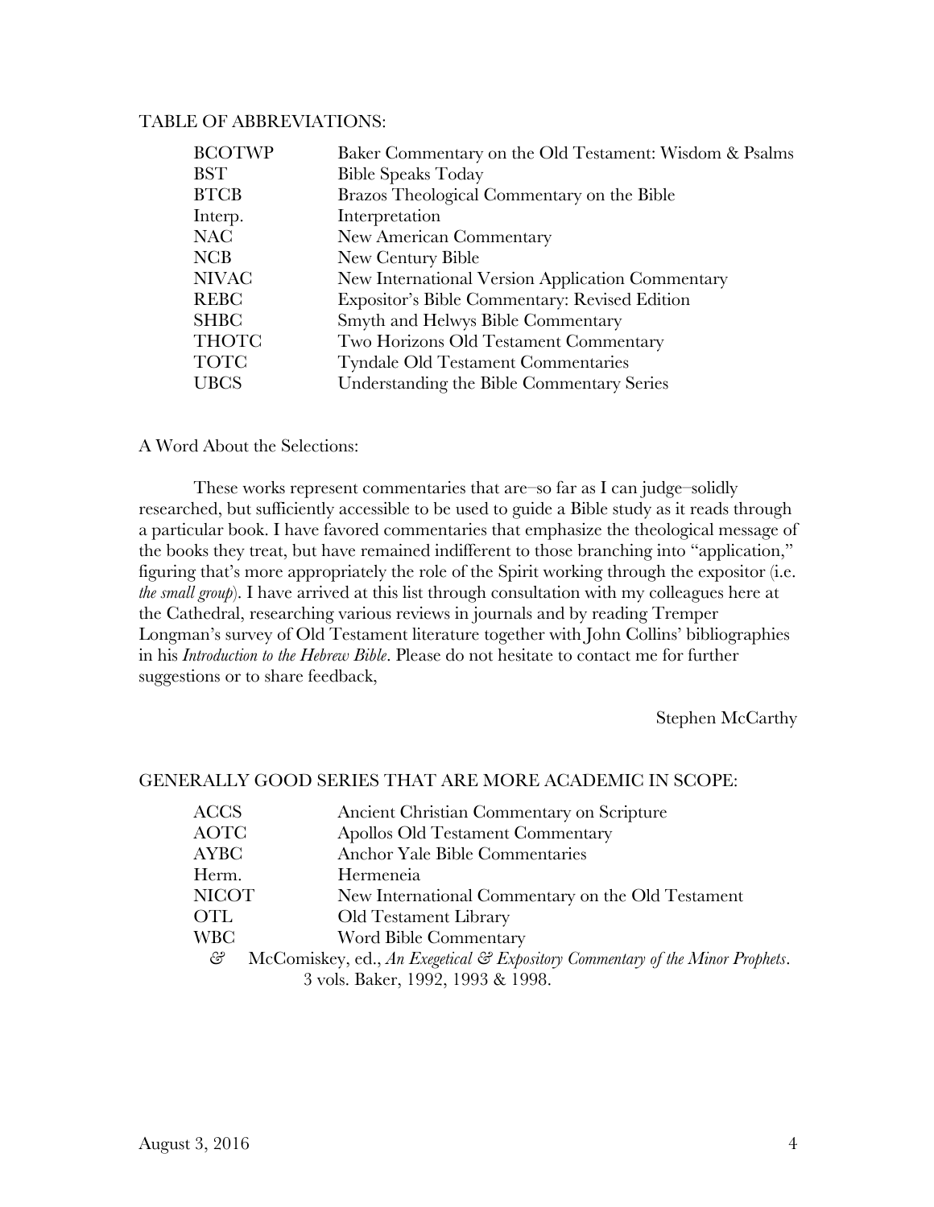TABLE OF ABBREVIATIONS:

| | |
|---|---|
| BCOTWP | Baker Commentary on the Old Testament: Wisdom & Psalms |
| BST | Bible Speaks Today |
| BTCB | Brazos Theological Commentary on the Bible |
| Interp. | Interpretation |
| NAC | New American Commentary |
| NCB | New Century Bible |
| NIVAC | New International Version Application Commentary |
| REBC | Expositor's Bible Commentary: Revised Edition |
| SHBC | Smyth and Helwys Bible Commentary |
| THOTC | Two Horizons Old Testament Commentary |
| TOTC | Tyndale Old Testament Commentaries |
| UBCS | Understanding the Bible Commentary Series |

A Word About the Selections:

These works represent commentaries that are–so far as I can judge–solidly researched, but sufficiently accessible to be used to guide a Bible study as it reads through a particular book. I have favored commentaries that emphasize the theological message of the books they treat, but have remained indifferent to those branching into "application," figuring that's more appropriately the role of the Spirit working through the expositor (i.e. *the small group*). I have arrived at this list through consultation with my colleagues here at the Cathedral, researching various reviews in journals and by reading Tremper Longman's survey of Old Testament literature together with John Collins' bibliographies in his *Introduction to the Hebrew Bible*. Please do not hesitate to contact me for further suggestions or to share feedback,

Stephen McCarthy

GENERALLY GOOD SERIES THAT ARE MORE ACADEMIC IN SCOPE:

| | |
|---|---|
| ACCS | Ancient Christian Commentary on Scripture |
| AOTC | Apollos Old Testament Commentary |
| AYBC | Anchor Yale Bible Commentaries |
| Herm. | Hermeneia |
| NICOT | New International Commentary on the Old Testament |
| OTL | Old Testament Library |
| WBC | Word Bible Commentary |

& McComiskey, ed., *An Exegetical & Expository Commentary of the Minor Prophets*. 3 vols. Baker, 1992, 1993 & 1998.